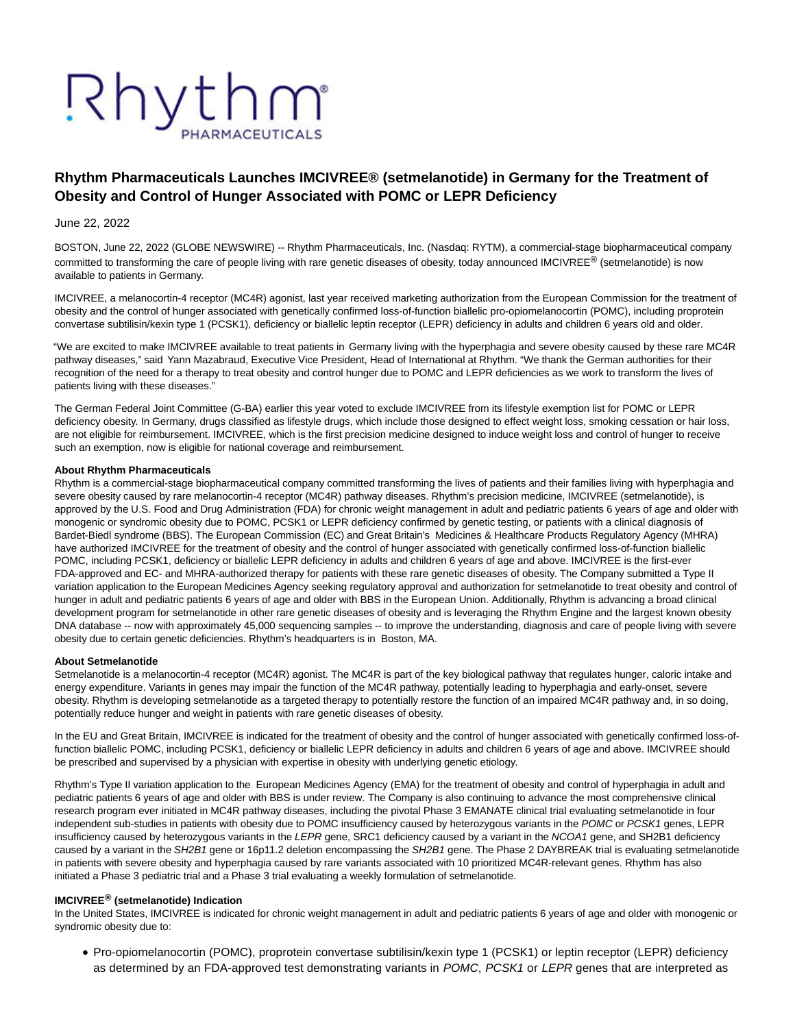Rhythm PHARMACEUTICALS

# Rhythm Pharmaceuticals Launches IMCIVREE® (setmelanotide) in Germany for the Treatment of Obesity and Control of Hunger Associated with POMC or LEPR Deficiency

June 22, 2022

BOSTON, June 22, 2022 (GLOBE NEWSWIRE) -- Rhythm Pharmaceuticals, Inc. (Nasdaq: RYTM), a commercial-stage biopharmaceutical company committed to transforming the care of people living with rare genetic diseases of obesity, today announced IMCIVREE® (setmelanotide) is now available to patients in Germany.

IMCIVREE, a melanocortin-4 receptor (MC4R) agonist, last year received marketing authorization from the European Commission for the treatment of obesity and the control of hunger associated with genetically confirmed loss-of-function biallelic pro-opiomelanocortin (POMC), including proprotein convertase subtilisin/kexin type 1 (PCSK1), deficiency or biallelic leptin receptor (LEPR) deficiency in adults and children 6 years old and older.

"We are excited to make IMCIVREE available to treat patients in Germany living with the hyperphagia and severe obesity caused by these rare MC4R pathway diseases," said Yann Mazabraud, Executive Vice President, Head of International at Rhythm. "We thank the German authorities for their recognition of the need for a therapy to treat obesity and control hunger due to POMC and LEPR deficiencies as we work to transform the lives of patients living with these diseases."

The German Federal Joint Committee (G-BA) earlier this year voted to exclude IMCIVREE from its lifestyle exemption list for POMC or LEPR deficiency obesity. In Germany, drugs classified as lifestyle drugs, which include those designed to effect weight loss, smoking cessation or hair loss, are not eligible for reimbursement. IMCIVREE, which is the first precision medicine designed to induce weight loss and control of hunger to receive such an exemption, now is eligible for national coverage and reimbursement.

**About Rhythm Pharmaceuticals**

Rhythm is a commercial-stage biopharmaceutical company committed transforming the lives of patients and their families living with hyperphagia and severe obesity caused by rare melanocortin-4 receptor (MC4R) pathway diseases. Rhythm's precision medicine, IMCIVREE (setmelanotide), is approved by the U.S. Food and Drug Administration (FDA) for chronic weight management in adult and pediatric patients 6 years of age and older with monogenic or syndromic obesity due to POMC, PCSK1 or LEPR deficiency confirmed by genetic testing, or patients with a clinical diagnosis of Bardet-Biedl syndrome (BBS). The European Commission (EC) and Great Britain's Medicines & Healthcare Products Regulatory Agency (MHRA) have authorized IMCIVREE for the treatment of obesity and the control of hunger associated with genetically confirmed loss-of-function biallelic POMC, including PCSK1, deficiency or biallelic LEPR deficiency in adults and children 6 years of age and above. IMCIVREE is the first-ever FDA-approved and EC- and MHRA-authorized therapy for patients with these rare genetic diseases of obesity. The Company submitted a Type II variation application to the European Medicines Agency seeking regulatory approval and authorization for setmelanotide to treat obesity and control of hunger in adult and pediatric patients 6 years of age and older with BBS in the European Union. Additionally, Rhythm is advancing a broad clinical development program for setmelanotide in other rare genetic diseases of obesity and is leveraging the Rhythm Engine and the largest known obesity DNA database -- now with approximately 45,000 sequencing samples -- to improve the understanding, diagnosis and care of people living with severe obesity due to certain genetic deficiencies. Rhythm's headquarters is in Boston, MA.

**About Setmelanotide**

Setmelanotide is a melanocortin-4 receptor (MC4R) agonist. The MC4R is part of the key biological pathway that regulates hunger, caloric intake and energy expenditure. Variants in genes may impair the function of the MC4R pathway, potentially leading to hyperphagia and early-onset, severe obesity. Rhythm is developing setmelanotide as a targeted therapy to potentially restore the function of an impaired MC4R pathway and, in so doing, potentially reduce hunger and weight in patients with rare genetic diseases of obesity.

In the EU and Great Britain, IMCIVREE is indicated for the treatment of obesity and the control of hunger associated with genetically confirmed loss-of-function biallelic POMC, including PCSK1, deficiency or biallelic LEPR deficiency in adults and children 6 years of age and above. IMCIVREE should be prescribed and supervised by a physician with expertise in obesity with underlying genetic etiology.

Rhythm's Type II variation application to the European Medicines Agency (EMA) for the treatment of obesity and control of hyperphagia in adult and pediatric patients 6 years of age and older with BBS is under review. The Company is also continuing to advance the most comprehensive clinical research program ever initiated in MC4R pathway diseases, including the pivotal Phase 3 EMANATE clinical trial evaluating setmelanotide in four independent sub-studies in patients with obesity due to POMC insufficiency caused by heterozygous variants in the *POMC* or *PCSK1* genes, LEPR insufficiency caused by heterozygous variants in the *LEPR* gene, SRC1 deficiency caused by a variant in the *NCOA1* gene, and SH2B1 deficiency caused by a variant in the *SH2B1* gene or 16p11.2 deletion encompassing the *SH2B1* gene. The Phase 2 DAYBREAK trial is evaluating setmelanotide in patients with severe obesity and hyperphagia caused by rare variants associated with 10 prioritized MC4R-relevant genes. Rhythm has also initiated a Phase 3 pediatric trial and a Phase 3 trial evaluating a weekly formulation of setmelanotide.

**IMCIVREE® (setmelanotide) Indication**

In the United States, IMCIVREE is indicated for chronic weight management in adult and pediatric patients 6 years of age and older with monogenic or syndromic obesity due to:

- Pro-opiomelanocortin (POMC), proprotein convertase subtilisin/kexin type 1 (PCSK1) or leptin receptor (LEPR) deficiency as determined by an FDA-approved test demonstrating variants in *POMC*, *PCSK1* or *LEPR* genes that are interpreted as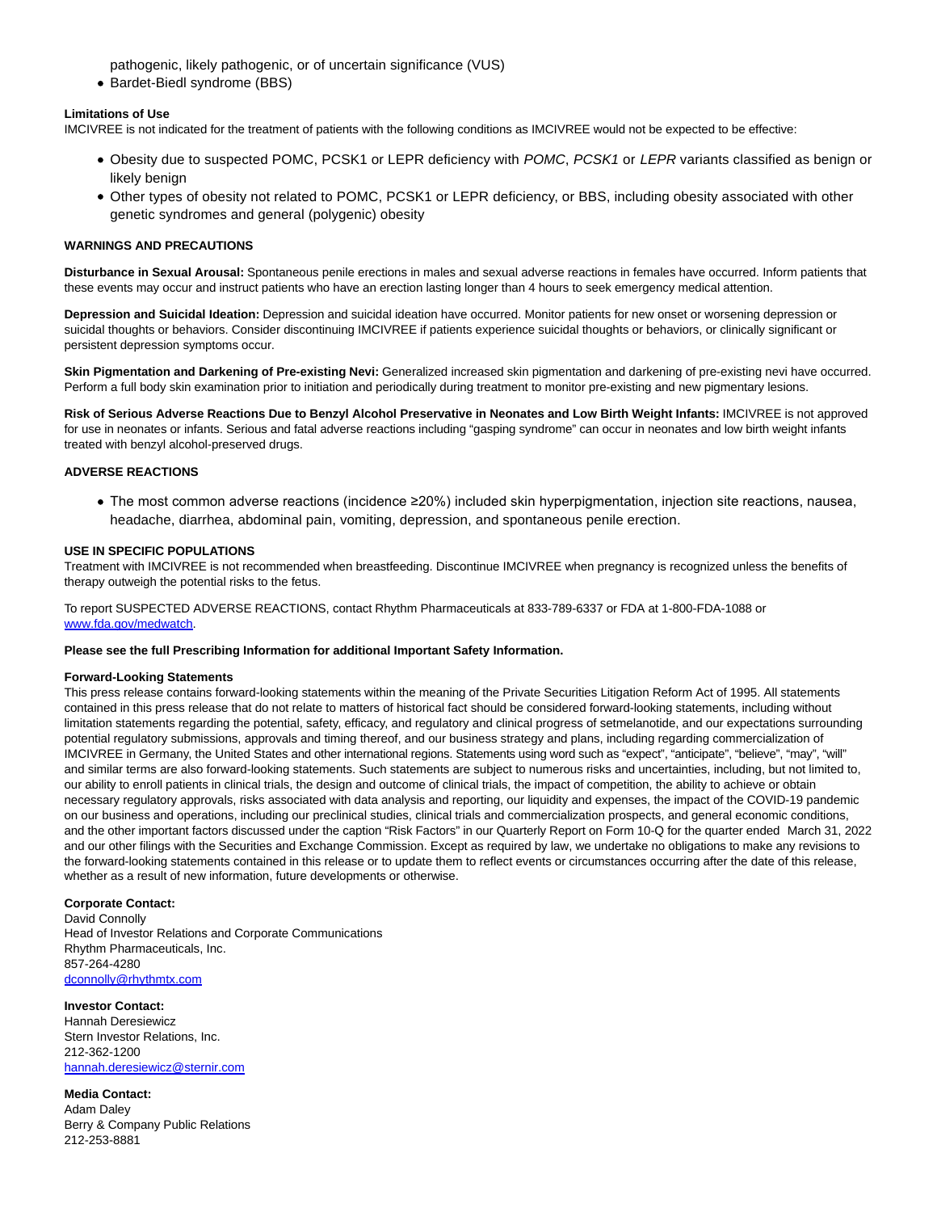pathogenic, likely pathogenic, or of uncertain significance (VUS)

- Bardet-Biedl syndrome (BBS)

**Limitations of Use**

IMCIVREE is not indicated for the treatment of patients with the following conditions as IMCIVREE would not be expected to be effective:

- Obesity due to suspected POMC, PCSK1 or LEPR deficiency with *POMC*, *PCSK1* or *LEPR* variants classified as benign or likely benign
- Other types of obesity not related to POMC, PCSK1 or LEPR deficiency, or BBS, including obesity associated with other genetic syndromes and general (polygenic) obesity

**WARNINGS AND PRECAUTIONS**

**Disturbance in Sexual Arousal:** Spontaneous penile erections in males and sexual adverse reactions in females have occurred. Inform patients that these events may occur and instruct patients who have an erection lasting longer than 4 hours to seek emergency medical attention.

**Depression and Suicidal Ideation:** Depression and suicidal ideation have occurred. Monitor patients for new onset or worsening depression or suicidal thoughts or behaviors. Consider discontinuing IMCIVREE if patients experience suicidal thoughts or behaviors, or clinically significant or persistent depression symptoms occur.

**Skin Pigmentation and Darkening of Pre-existing Nevi:** Generalized increased skin pigmentation and darkening of pre-existing nevi have occurred. Perform a full body skin examination prior to initiation and periodically during treatment to monitor pre-existing and new pigmentary lesions.

**Risk of Serious Adverse Reactions Due to Benzyl Alcohol Preservative in Neonates and Low Birth Weight Infants:** IMCIVREE is not approved for use in neonates or infants. Serious and fatal adverse reactions including "gasping syndrome" can occur in neonates and low birth weight infants treated with benzyl alcohol-preserved drugs.

**ADVERSE REACTIONS**

- The most common adverse reactions (incidence ≥20%) included skin hyperpigmentation, injection site reactions, nausea, headache, diarrhea, abdominal pain, vomiting, depression, and spontaneous penile erection.

**USE IN SPECIFIC POPULATIONS**

Treatment with IMCIVREE is not recommended when breastfeeding. Discontinue IMCIVREE when pregnancy is recognized unless the benefits of therapy outweigh the potential risks to the fetus.

To report SUSPECTED ADVERSE REACTIONS, contact Rhythm Pharmaceuticals at 833-789-6337 or FDA at 1-800-FDA-1088 or www.fda.gov/medwatch.

**Please see the full Prescribing Information for additional Important Safety Information.**

**Forward-Looking Statements**

This press release contains forward-looking statements within the meaning of the Private Securities Litigation Reform Act of 1995. All statements contained in this press release that do not relate to matters of historical fact should be considered forward-looking statements, including without limitation statements regarding the potential, safety, efficacy, and regulatory and clinical progress of setmelanotide, and our expectations surrounding potential regulatory submissions, approvals and timing thereof, and our business strategy and plans, including regarding commercialization of IMCIVREE in Germany, the United States and other international regions. Statements using word such as "expect", "anticipate", "believe", "may", "will" and similar terms are also forward-looking statements. Such statements are subject to numerous risks and uncertainties, including, but not limited to, our ability to enroll patients in clinical trials, the design and outcome of clinical trials, the impact of competition, the ability to achieve or obtain necessary regulatory approvals, risks associated with data analysis and reporting, our liquidity and expenses, the impact of the COVID-19 pandemic on our business and operations, including our preclinical studies, clinical trials and commercialization prospects, and general economic conditions, and the other important factors discussed under the caption "Risk Factors" in our Quarterly Report on Form 10-Q for the quarter ended March 31, 2022 and our other filings with the Securities and Exchange Commission. Except as required by law, we undertake no obligations to make any revisions to the forward-looking statements contained in this release or to update them to reflect events or circumstances occurring after the date of this release, whether as a result of new information, future developments or otherwise.

**Corporate Contact:**
David Connolly
Head of Investor Relations and Corporate Communications
Rhythm Pharmaceuticals, Inc.
857-264-4280
dconnolly@rhythmtx.com

**Investor Contact:**
Hannah Deresiewicz
Stern Investor Relations, Inc.
212-362-1200
hannah.deresiewicz@sternir.com

**Media Contact:**
Adam Daley
Berry & Company Public Relations
212-253-8881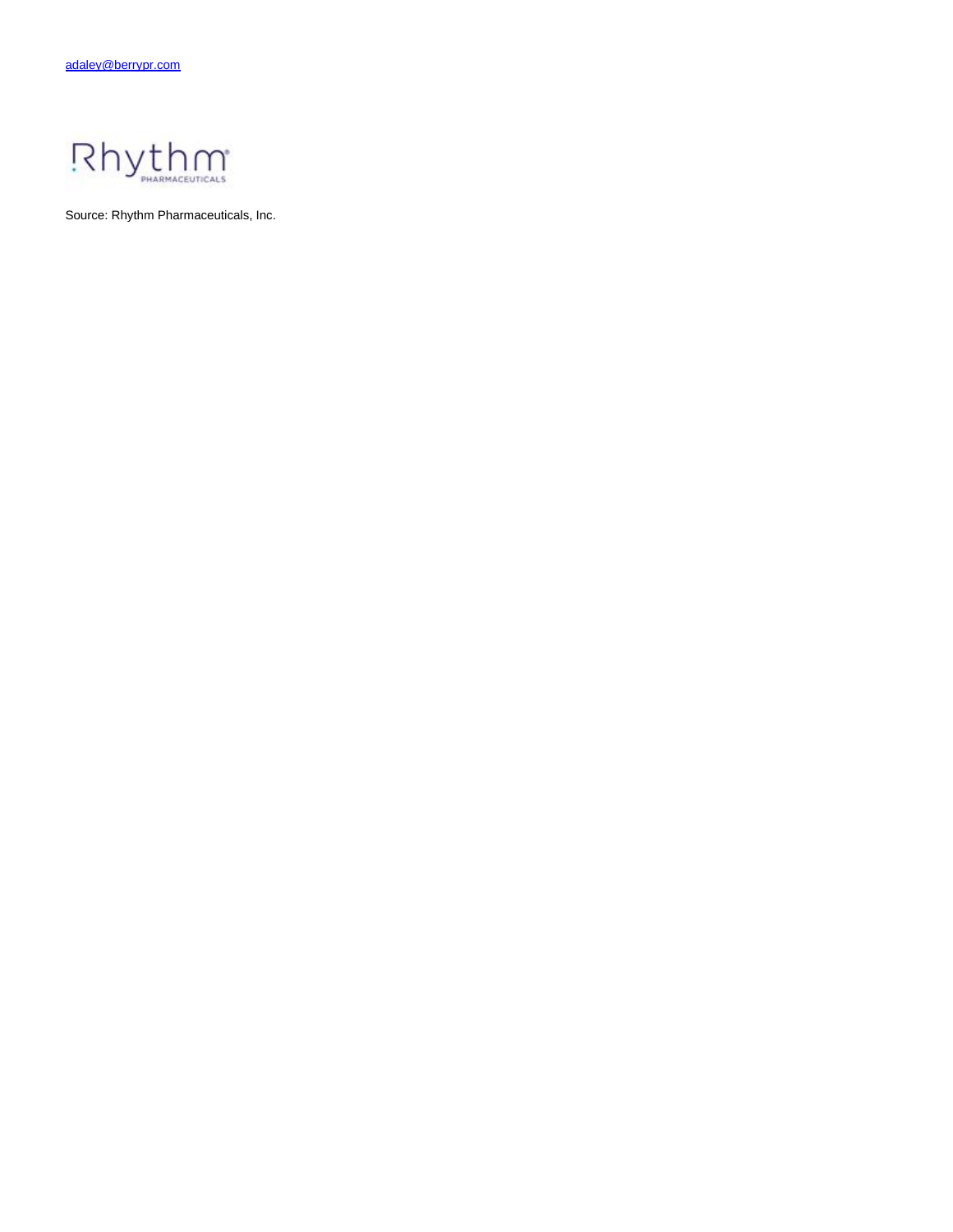adaley@berrypr.com

Source: Rhythm Pharmaceuticals, Inc.